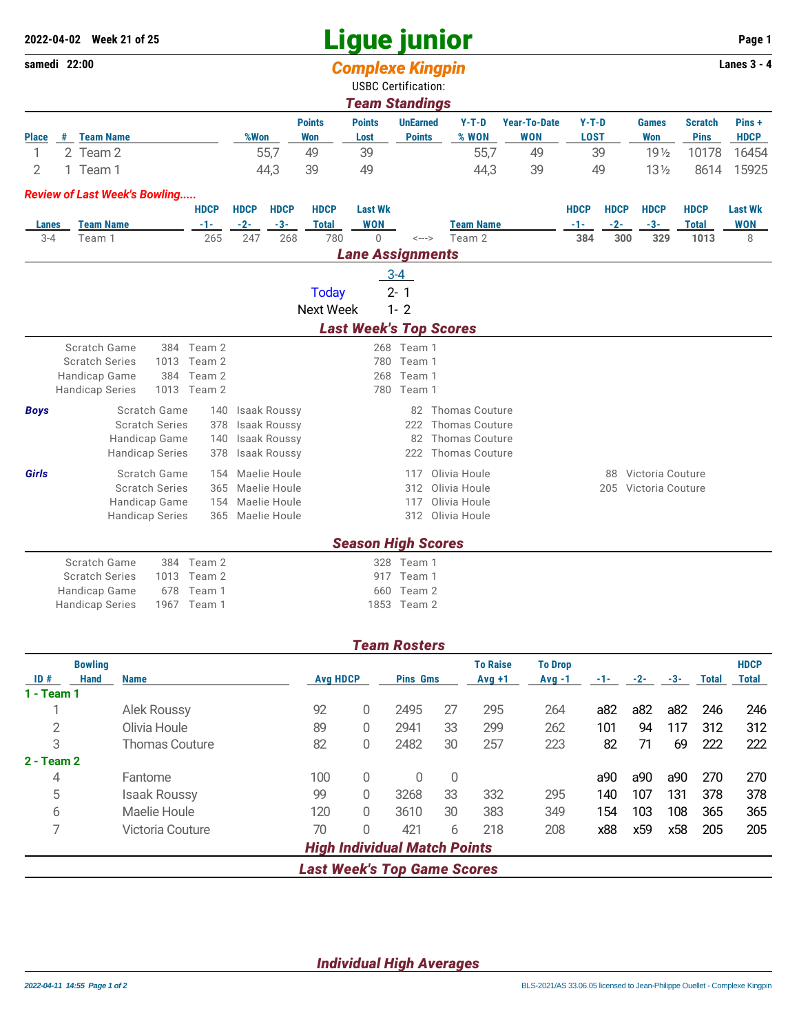2022-04-02 Week 21 of 25

samedi 22:00

# Ligue junior

## Complexe Kingpin

Lanes 3 - 4

USBC Certification:

### Team Standings

| Place | # | Team Name | %Won | Points Won | Points Lost | UnEarned Points | Y-T-D % WON | Year-To-Date WON | Y-T-D LOST | Games Won | Scratch Pins | Pins + HDCP |
|---|---|---|---|---|---|---|---|---|---|---|---|---|
| 1 | 2 | Team 2 | 55,7 | 49 | 39 | | 55,7 | 49 | 39 | 19½ | 10178 | 16454 |
| 2 | 1 | Team 1 | 44,3 | 39 | 49 | | 44,3 | 39 | 49 | 13½ | 8614 | 15925 |

*Review of Last Week's Bowling.....*

| Lanes | Team Name | HDCP -1- | HDCP -2- | HDCP -3- | HDCP Total | Last Wk WON | | Team Name | HDCP -1- | HDCP -2- | HDCP -3- | HDCP Total | Last Wk WON |
|---|---|---|---|---|---|---|---|---|---|---|---|---|---|
| 3-4 | Team 1 | 265 | 247 | 268 | 780 | 0 | <---> | Team 2 | **384** | **300** | **329** | **1013** | 8 |

### Lane Assignments

| | 3-4 |
|---|---|
| Today | 2- 1 |
| Next Week | 1- 2 |

### Last Week's Top Scores

| | | | | |
|---|---|---|---|---|
| Scratch Game | 384 | Team 2 | 268 | Team 1 |
| Scratch Series | 1013 | Team 2 | 780 | Team 1 |
| Handicap Game | 384 | Team 2 | 268 | Team 1 |
| Handicap Series | 1013 | Team 2 | 780 | Team 1 |

| | | | | | | | | |
|---|---|---|---|---|---|---|---|---|
| **Boys** | Scratch Game | 140 | Isaak Roussy | 82 | Thomas Couture | | |
| | Scratch Series | 378 | Isaak Roussy | 222 | Thomas Couture | | |
| | Handicap Game | 140 | Isaak Roussy | 82 | Thomas Couture | | |
| | Handicap Series | 378 | Isaak Roussy | 222 | Thomas Couture | | |
| **Girls** | Scratch Game | 154 | Maelie Houle | 117 | Olivia Houle | 88 | Victoria Couture |
| | Scratch Series | 365 | Maelie Houle | 312 | Olivia Houle | 205 | Victoria Couture |
| | Handicap Game | 154 | Maelie Houle | 117 | Olivia Houle | | |
| | Handicap Series | 365 | Maelie Houle | 312 | Olivia Houle | | |

### Season High Scores

| | | | | |
|---|---|---|---|---|
| Scratch Game | 384 | Team 2 | 328 | Team 1 |
| Scratch Series | 1013 | Team 2 | 917 | Team 1 |
| Handicap Game | 678 | Team 1 | 660 | Team 2 |
| Handicap Series | 1967 | Team 1 | 1853 | Team 2 |

### Team Rosters

| ID # | Bowling Hand | Name | Avg | HDCP | Pins | Gms | To Raise Avg +1 | To Drop Avg -1 | -1- | -2- | -3- | Total | HDCP Total |
|---|---|---|---|---|---|---|---|---|---|---|---|---|---|
| **1 - Team 1** | | | | | | | | | | | | | |
| 1 | | Alek Roussy | 92 | 0 | 2495 | 27 | 295 | 264 | a82 | a82 | a82 | 246 | 246 |
| 2 | | Olivia Houle | 89 | 0 | 2941 | 33 | 299 | 262 | 101 | 94 | 117 | 312 | 312 |
| 3 | | Thomas Couture | 82 | 0 | 2482 | 30 | 257 | 223 | 82 | 71 | 69 | 222 | 222 |
| **2 - Team 2** | | | | | | | | | | | | | |
| 4 | | Fantome | 100 | 0 | 0 | 0 | | | a90 | a90 | a90 | 270 | 270 |
| 5 | | Isaak Roussy | 99 | 0 | 3268 | 33 | 332 | 295 | 140 | 107 | 131 | 378 | 378 |
| 6 | | Maelie Houle | 120 | 0 | 3610 | 30 | 383 | 349 | 154 | 103 | 108 | 365 | 365 |
| 7 | | Victoria Couture | 70 | 0 | 421 | 6 | 218 | 208 | x88 | x59 | x58 | 205 | 205 |

### High Individual Match Points

### Last Week's Top Game Scores

### Individual High Averages

2022-04-11 14:55 Page 1 of 2

BLS-2021/AS 33.06.05 licensed to Jean-Philippe Ouellet - Complexe Kingpin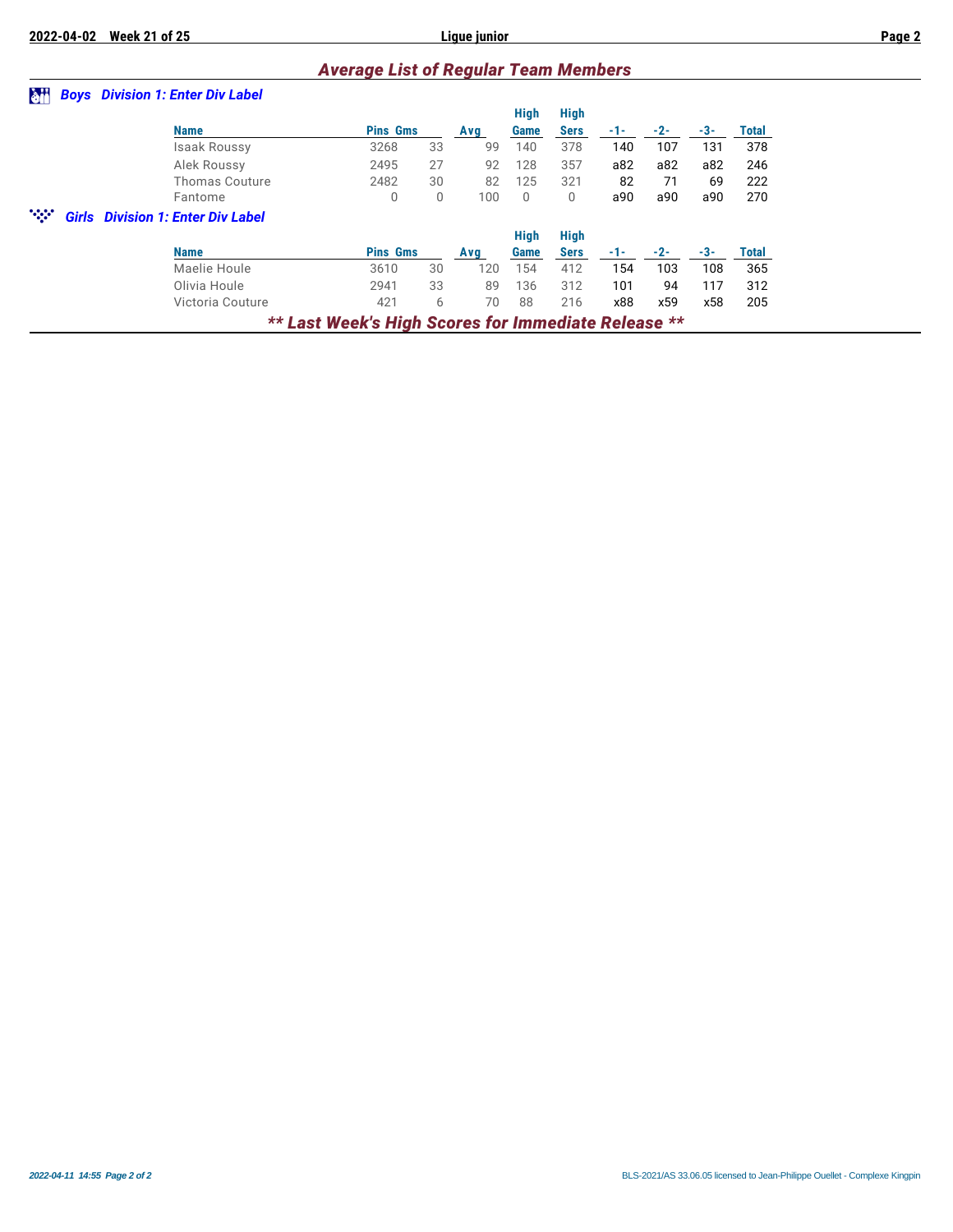## *Average List of Regular Team Members*

### *Boys Division 1: Enter Div Label*

| Name | Pins | Gms | Avg | High Game | High Sers | -1- | -2- | -3- | Total |
|---|---|---|---|---|---|---|---|---|---|
| Isaak Roussy | 3268 | 33 | 99 | 140 | 378 | 140 | 107 | 131 | 378 |
| Alek Roussy | 2495 | 27 | 92 | 128 | 357 | a82 | a82 | a82 | 246 |
| Thomas Couture | 2482 | 30 | 82 | 125 | 321 | 82 | 71 | 69 | 222 |
| Fantome | 0 | 0 | 100 | 0 | 0 | a90 | a90 | a90 | 270 |

### *Girls Division 1: Enter Div Label*

| Name | Pins | Gms | Avg | High Game | High Sers | -1- | -2- | -3- | Total |
|---|---|---|---|---|---|---|---|---|---|
| Maelie Houle | 3610 | 30 | 120 | 154 | 412 | 154 | 103 | 108 | 365 |
| Olivia Houle | 2941 | 33 | 89 | 136 | 312 | 101 | 94 | 117 | 312 |
| Victoria Couture | 421 | 6 | 70 | 88 | 216 | x88 | x59 | x58 | 205 |

## *** Last Week's High Scores for Immediate Release ***